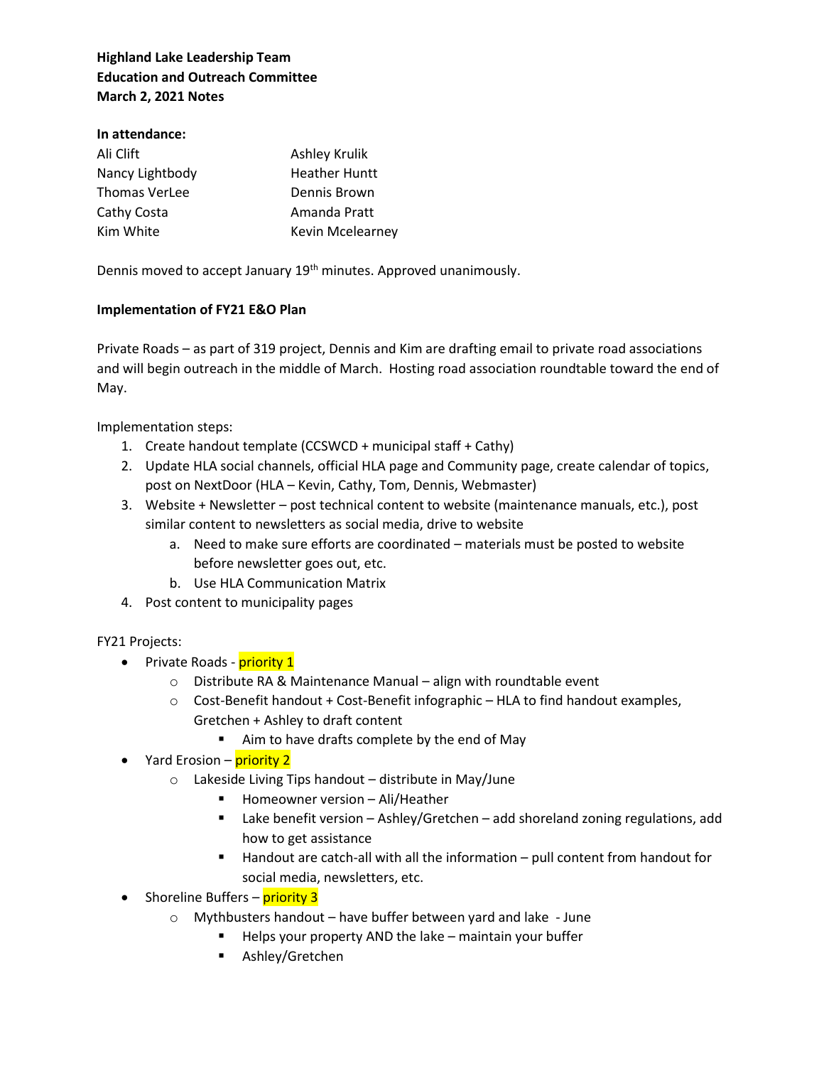**Highland Lake Leadership Team**
**Education and Outreach Committee**
**March 2, 2021 Notes**

**In attendance:**

| | |
|---|---|
| Ali Clift | Ashley Krulik |
| Nancy Lightbody | Heather Huntt |
| Thomas VerLee | Dennis Brown |
| Cathy Costa | Amanda Pratt |
| Kim White | Kevin Mcelearney |

Dennis moved to accept January 19th minutes. Approved unanimously.

**Implementation of FY21 E&O Plan**

Private Roads – as part of 319 project, Dennis and Kim are drafting email to private road associations and will begin outreach in the middle of March. Hosting road association roundtable toward the end of May.

Implementation steps:

1. Create handout template (CCSWCD + municipal staff + Cathy)
2. Update HLA social channels, official HLA page and Community page, create calendar of topics, post on NextDoor (HLA – Kevin, Cathy, Tom, Dennis, Webmaster)
3. Website + Newsletter – post technical content to website (maintenance manuals, etc.), post similar content to newsletters as social media, drive to website
   a. Need to make sure efforts are coordinated – materials must be posted to website before newsletter goes out, etc.
   b. Use HLA Communication Matrix
4. Post content to municipality pages

FY21 Projects:

- Private Roads - priority 1
  - Distribute RA & Maintenance Manual – align with roundtable event
  - Cost-Benefit handout + Cost-Benefit infographic – HLA to find handout examples, Gretchen + Ashley to draft content
    - Aim to have drafts complete by the end of May
- Yard Erosion – priority 2
  - Lakeside Living Tips handout – distribute in May/June
    - Homeowner version – Ali/Heather
    - Lake benefit version – Ashley/Gretchen – add shoreland zoning regulations, add how to get assistance
    - Handout are catch-all with all the information – pull content from handout for social media, newsletters, etc.
- Shoreline Buffers – priority 3
  - Mythbusters handout – have buffer between yard and lake - June
    - Helps your property AND the lake – maintain your buffer
    - Ashley/Gretchen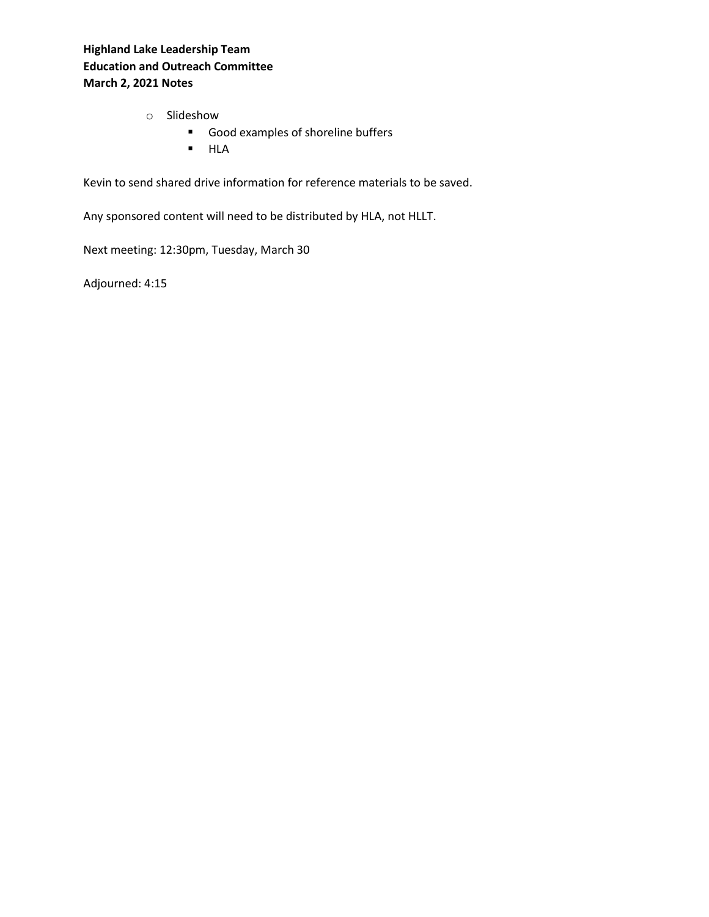**Highland Lake Leadership Team**
**Education and Outreach Committee**
**March 2, 2021 Notes**

- Slideshow
  - Good examples of shoreline buffers
  - HLA

Kevin to send shared drive information for reference materials to be saved.

Any sponsored content will need to be distributed by HLA, not HLLT.

Next meeting: 12:30pm, Tuesday, March 30

Adjourned: 4:15